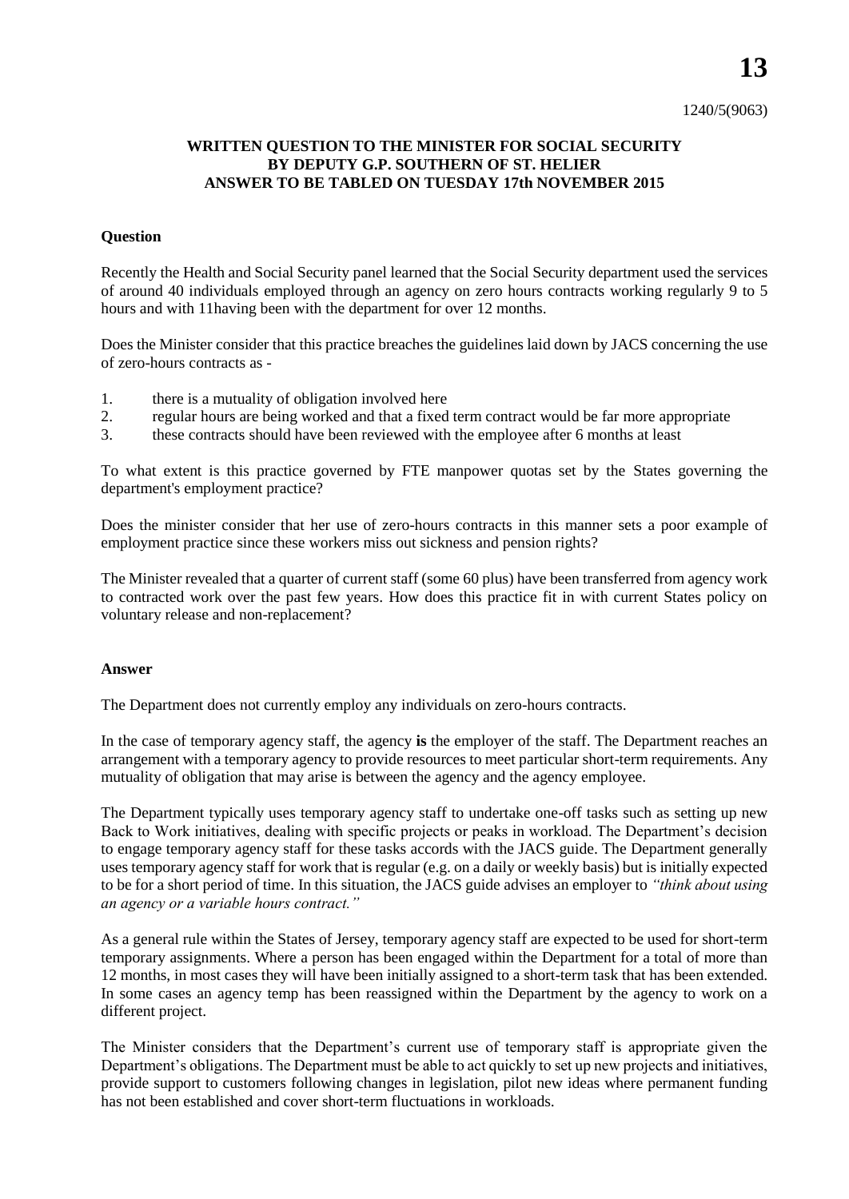# 13

1240/5(9063)

**WRITTEN QUESTION TO THE MINISTER FOR SOCIAL SECURITY BY DEPUTY G.P. SOUTHERN OF ST. HELIER ANSWER TO BE TABLED ON TUESDAY 17th NOVEMBER 2015**

**Question**

Recently the Health and Social Security panel learned that the Social Security department used the services of around 40 individuals employed through an agency on zero hours contracts working regularly 9 to 5 hours and with 11having been with the department for over 12 months.

Does the Minister consider that this practice breaches the guidelines laid down by JACS concerning the use of zero-hours contracts as -

1. there is a mutuality of obligation involved here
2. regular hours are being worked and that a fixed term contract would be far more appropriate
3. these contracts should have been reviewed with the employee after 6 months at least

To what extent is this practice governed by FTE manpower quotas set by the States governing the department's employment practice?

Does the minister consider that her use of zero-hours contracts in this manner sets a poor example of employment practice since these workers miss out sickness and pension rights?

The Minister revealed that a quarter of current staff (some 60 plus) have been transferred from agency work to contracted work over the past few years. How does this practice fit in with current States policy on voluntary release and non-replacement?

**Answer**

The Department does not currently employ any individuals on zero-hours contracts.

In the case of temporary agency staff, the agency **is** the employer of the staff. The Department reaches an arrangement with a temporary agency to provide resources to meet particular short-term requirements. Any mutuality of obligation that may arise is between the agency and the agency employee.

The Department typically uses temporary agency staff to undertake one-off tasks such as setting up new Back to Work initiatives, dealing with specific projects or peaks in workload. The Department's decision to engage temporary agency staff for these tasks accords with the JACS guide. The Department generally uses temporary agency staff for work that is regular (e.g. on a daily or weekly basis) but is initially expected to be for a short period of time. In this situation, the JACS guide advises an employer to *"think about using an agency or a variable hours contract."*

As a general rule within the States of Jersey, temporary agency staff are expected to be used for short-term temporary assignments. Where a person has been engaged within the Department for a total of more than 12 months, in most cases they will have been initially assigned to a short-term task that has been extended. In some cases an agency temp has been reassigned within the Department by the agency to work on a different project.

The Minister considers that the Department's current use of temporary staff is appropriate given the Department's obligations. The Department must be able to act quickly to set up new projects and initiatives, provide support to customers following changes in legislation, pilot new ideas where permanent funding has not been established and cover short-term fluctuations in workloads.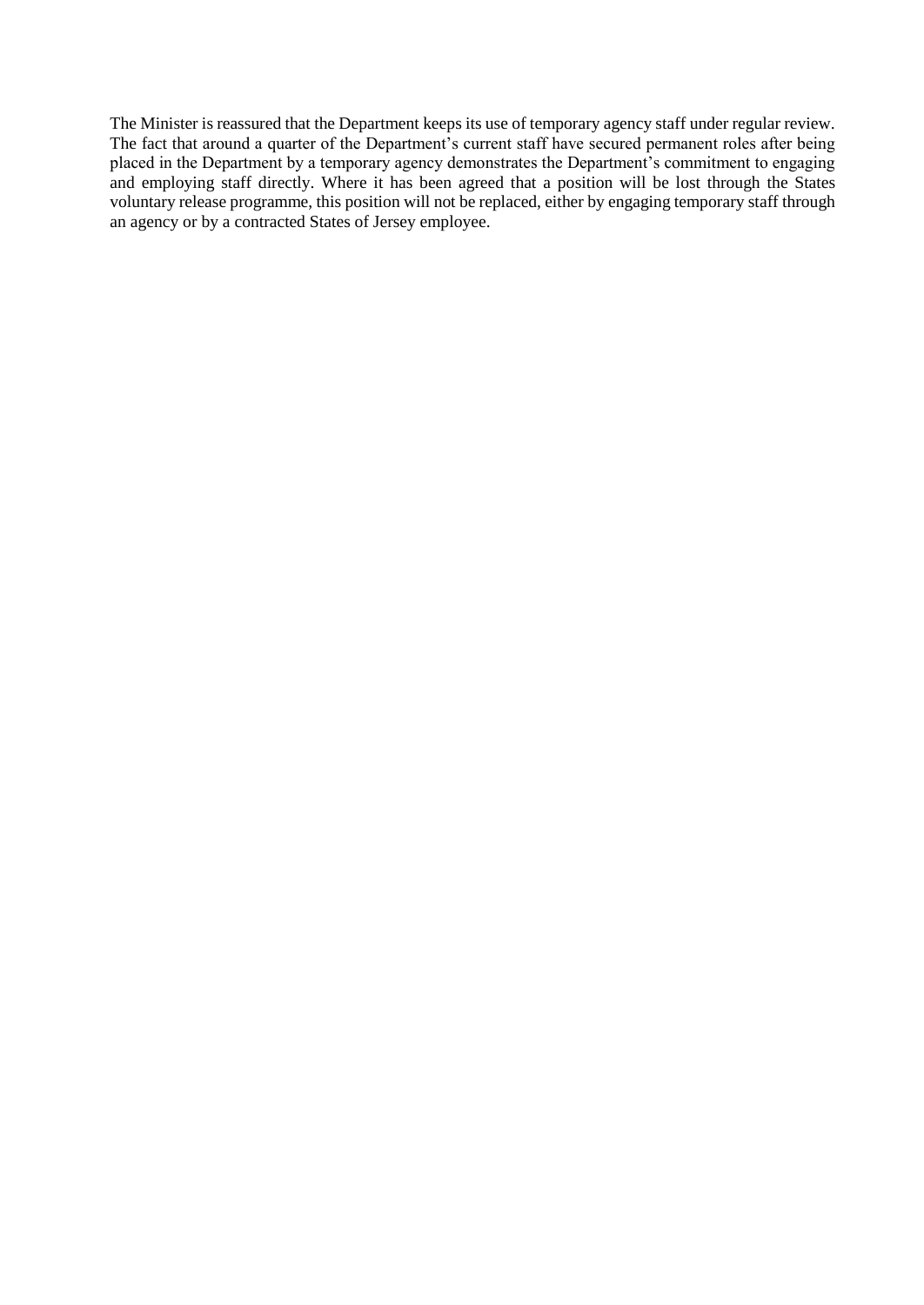The Minister is reassured that the Department keeps its use of temporary agency staff under regular review. The fact that around a quarter of the Department's current staff have secured permanent roles after being placed in the Department by a temporary agency demonstrates the Department's commitment to engaging and employing staff directly. Where it has been agreed that a position will be lost through the States voluntary release programme, this position will not be replaced, either by engaging temporary staff through an agency or by a contracted States of Jersey employee.